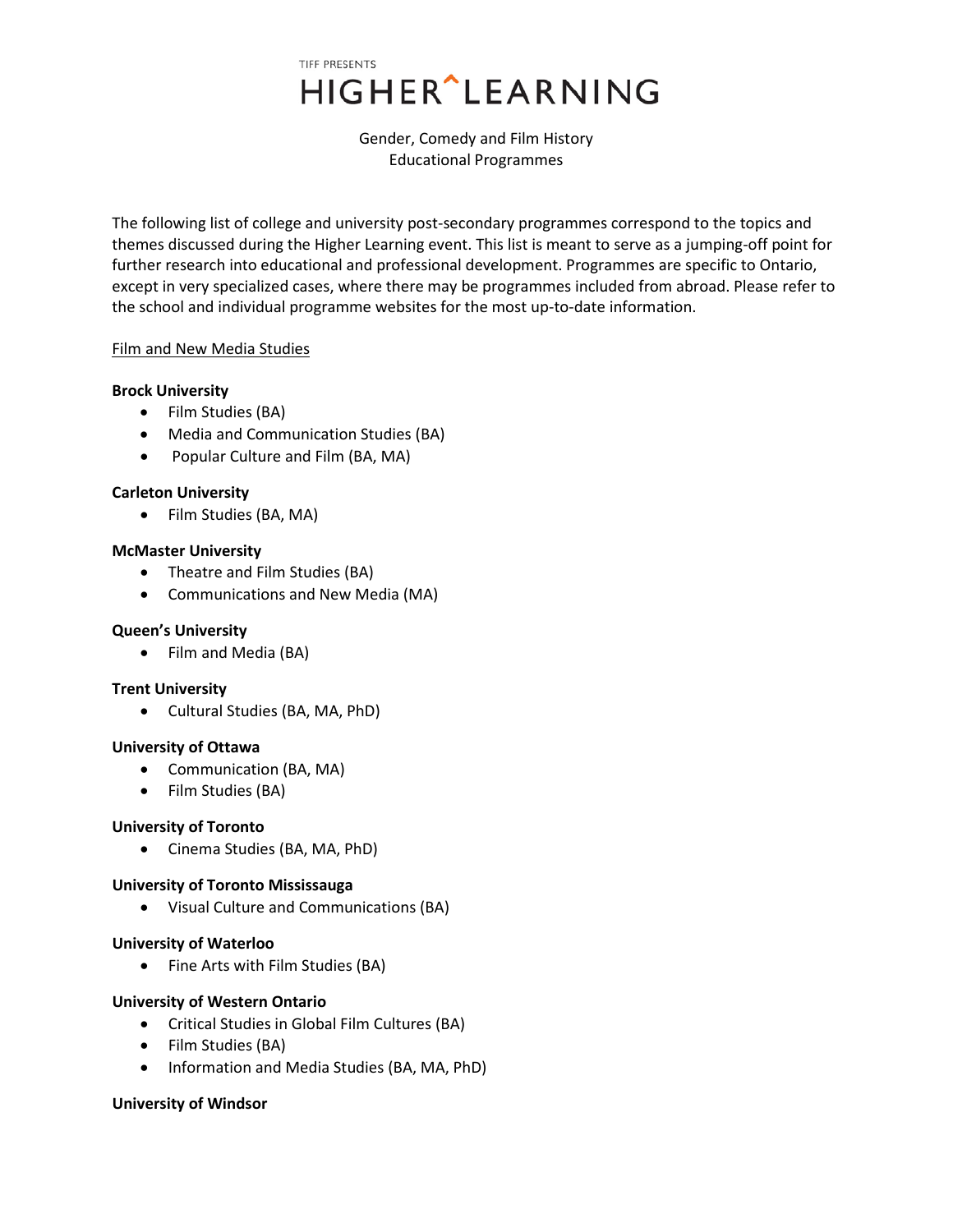TIFF PRESENTS

# HIGHER LEARNING

Gender, Comedy and Film History
Educational Programmes

The following list of college and university post-secondary programmes correspond to the topics and themes discussed during the Higher Learning event. This list is meant to serve as a jumping-off point for further research into educational and professional development. Programmes are specific to Ontario, except in very specialized cases, where there may be programmes included from abroad. Please refer to the school and individual programme websites for the most up-to-date information.

## Film and New Media Studies

**Brock University**

- Film Studies (BA)
- Media and Communication Studies (BA)
- Popular Culture and Film (BA, MA)

**Carleton University**

- Film Studies (BA, MA)

**McMaster University**

- Theatre and Film Studies (BA)
- Communications and New Media (MA)

**Queen's University**

- Film and Media (BA)

**Trent University**

- Cultural Studies (BA, MA, PhD)

**University of Ottawa**

- Communication (BA, MA)
- Film Studies (BA)

**University of Toronto**

- Cinema Studies (BA, MA, PhD)

**University of Toronto Mississauga**

- Visual Culture and Communications (BA)

**University of Waterloo**

- Fine Arts with Film Studies (BA)

**University of Western Ontario**

- Critical Studies in Global Film Cultures (BA)
- Film Studies (BA)
- Information and Media Studies (BA, MA, PhD)

**University of Windsor**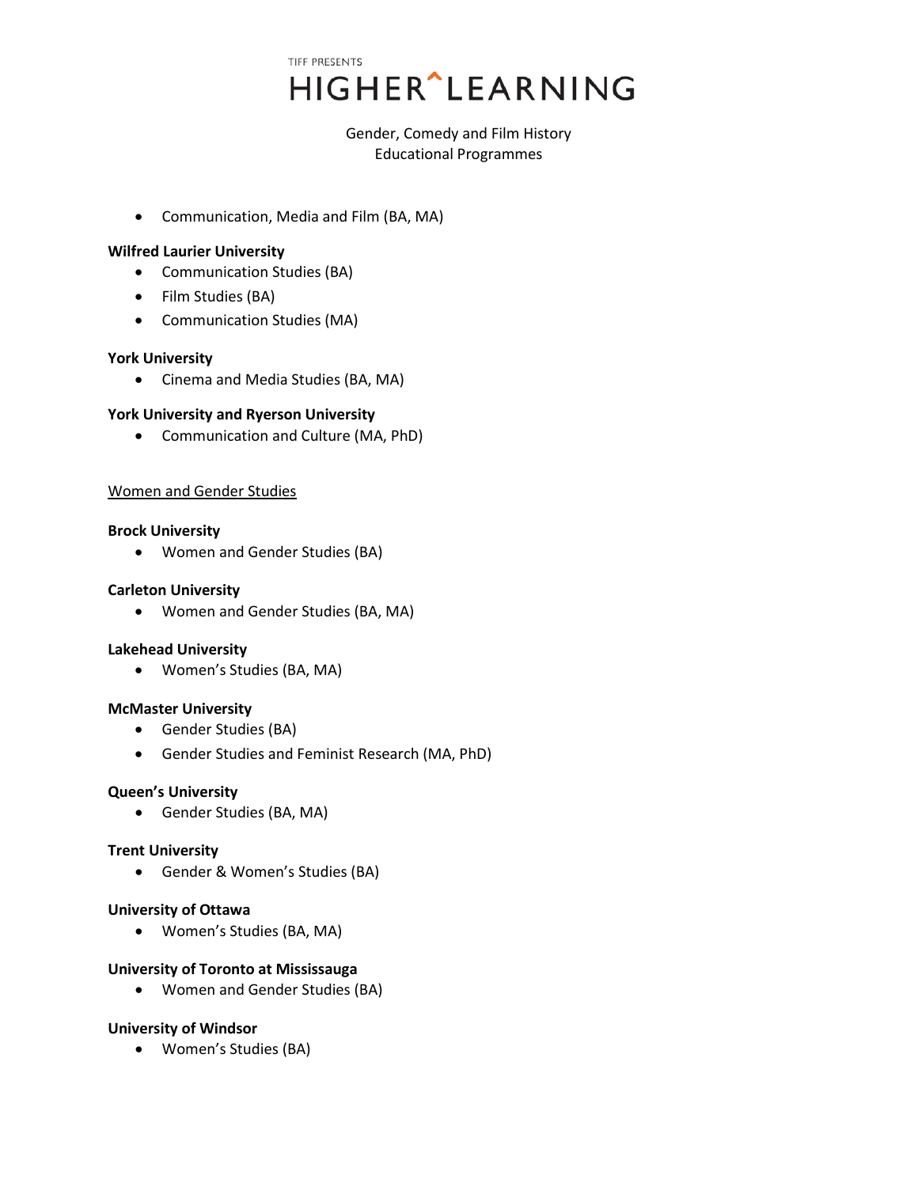- Communication, Media and Film (BA, MA)

**Wilfred Laurier University**

- Communication Studies (BA)
- Film Studies (BA)
- Communication Studies (MA)

**York University**

- Cinema and Media Studies (BA, MA)

**York University and Ryerson University**

- Communication and Culture (MA, PhD)

<u>Women and Gender Studies</u>

**Brock University**

- Women and Gender Studies (BA)

**Carleton University**

- Women and Gender Studies (BA, MA)

**Lakehead University**

- Women's Studies (BA, MA)

**McMaster University**

- Gender Studies (BA)
- Gender Studies and Feminist Research (MA, PhD)

**Queen's University**

- Gender Studies (BA, MA)

**Trent University**

- Gender & Women's Studies (BA)

**University of Ottawa**

- Women's Studies (BA, MA)

**University of Toronto at Mississauga**

- Women and Gender Studies (BA)

**University of Windsor**

- Women's Studies (BA)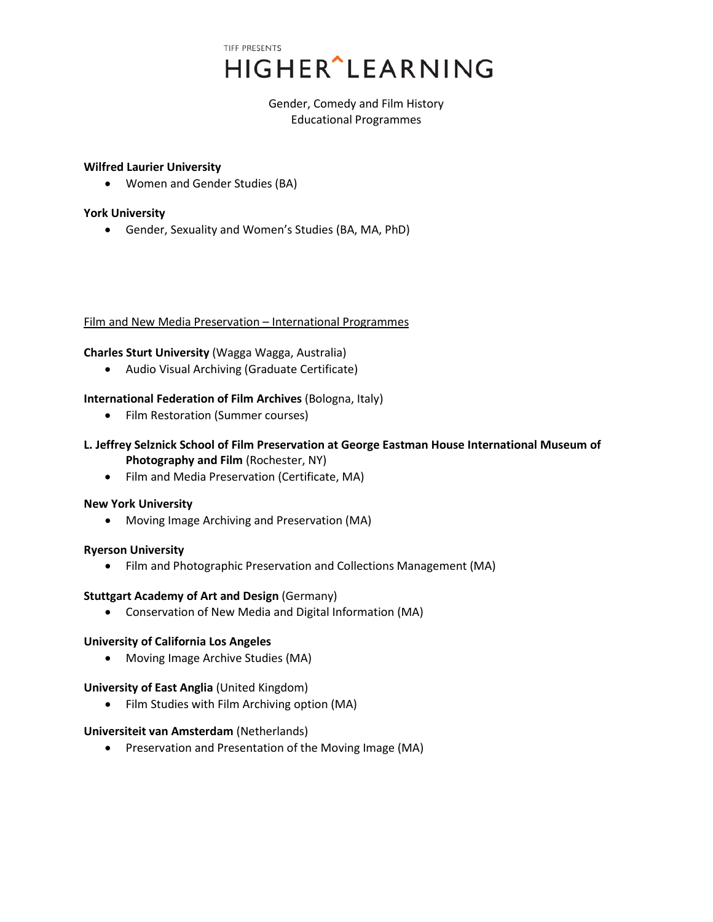TIFF PRESENTS

# HIGHER^LEARNING

Gender, Comedy and Film History
Educational Programmes

**Wilfred Laurier University**

- Women and Gender Studies (BA)

**York University**

- Gender, Sexuality and Women's Studies (BA, MA, PhD)

Film and New Media Preservation – International Programmes

**Charles Sturt University** (Wagga Wagga, Australia)

- Audio Visual Archiving (Graduate Certificate)

**International Federation of Film Archives** (Bologna, Italy)

- Film Restoration (Summer courses)

**L. Jeffrey Selznick School of Film Preservation at George Eastman House International Museum of Photography and Film** (Rochester, NY)

- Film and Media Preservation (Certificate, MA)

**New York University**

- Moving Image Archiving and Preservation (MA)

**Ryerson University**

- Film and Photographic Preservation and Collections Management (MA)

**Stuttgart Academy of Art and Design** (Germany)

- Conservation of New Media and Digital Information (MA)

**University of California Los Angeles**

- Moving Image Archive Studies (MA)

**University of East Anglia** (United Kingdom)

- Film Studies with Film Archiving option (MA)

**Universiteit van Amsterdam** (Netherlands)

- Preservation and Presentation of the Moving Image (MA)